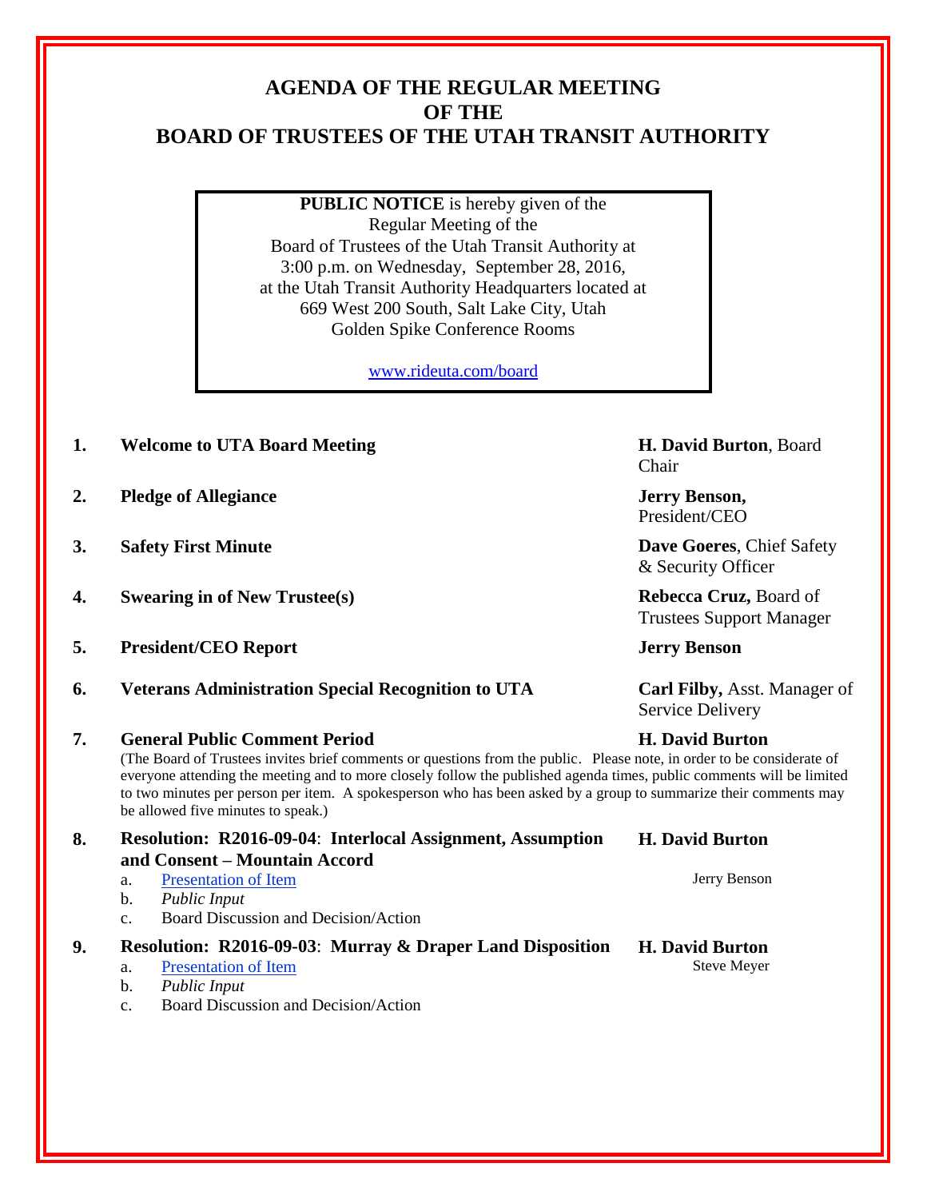# AGENDA OF THE REGULAR MEETING OF THE BOARD OF TRUSTEES OF THE UTAH TRANSIT AUTHORITY

**PUBLIC NOTICE** is hereby given of the Regular Meeting of the Board of Trustees of the Utah Transit Authority at 3:00 p.m. on Wednesday, September 28, 2016, at the Utah Transit Authority Headquarters located at 669 West 200 South, Salt Lake City, Utah Golden Spike Conference Rooms

www.rideuta.com/board

1. **Welcome to UTA Board Meeting** — **H. David Burton**, Board Chair

2. **Pledge of Allegiance** — **Jerry Benson,** President/CEO

3. **Safety First Minute** — **Dave Goeres**, Chief Safety & Security Officer

4. **Swearing in of New Trustee(s)** — **Rebecca Cruz,** Board of Trustees Support Manager

5. **President/CEO Report** — **Jerry Benson**

6. **Veterans Administration Special Recognition to UTA** — **Carl Filby,** Asst. Manager of Service Delivery

7. **General Public Comment Period** — **H. David Burton**

   (The Board of Trustees invites brief comments or questions from the public. Please note, in order to be considerate of everyone attending the meeting and to more closely follow the published agenda times, public comments will be limited to two minutes per person per item. A spokesperson who has been asked by a group to summarize their comments may be allowed five minutes to speak.)

8. **Resolution: R2016-09-04**: **Interlocal Assignment, Assumption and Consent – Mountain Accord** — **H. David Burton**

   a. Presentation of Item — Jerry Benson
   b. *Public Input*
   c. Board Discussion and Decision/Action

9. **Resolution: R2016-09-03**: **Murray & Draper Land Disposition** — **H. David Burton**

   a. Presentation of Item — Steve Meyer
   b. *Public Input*
   c. Board Discussion and Decision/Action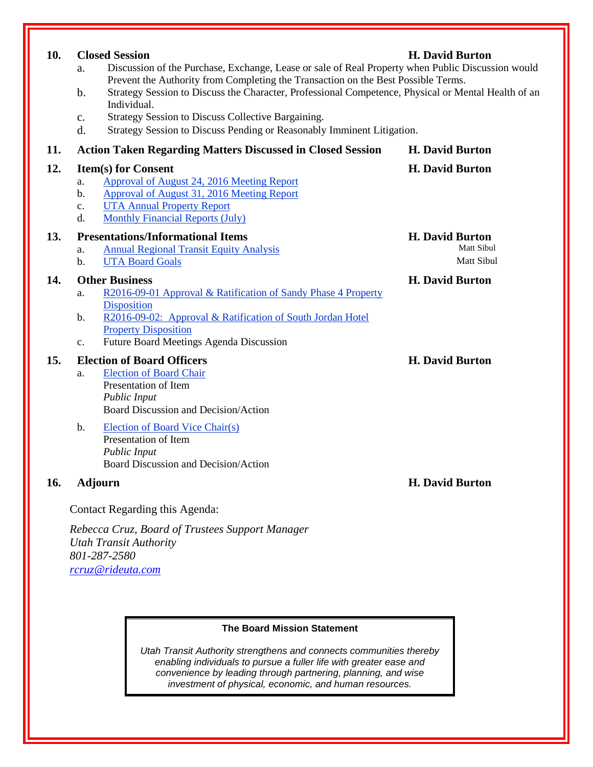**10. Closed Session** — **H. David Burton**

a. Discussion of the Purchase, Exchange, Lease or sale of Real Property when Public Discussion would Prevent the Authority from Completing the Transaction on the Best Possible Terms.
b. Strategy Session to Discuss the Character, Professional Competence, Physical or Mental Health of an Individual.
c. Strategy Session to Discuss Collective Bargaining.
d. Strategy Session to Discuss Pending or Reasonably Imminent Litigation.

**11. Action Taken Regarding Matters Discussed in Closed Session** — **H. David Burton**

**12. Item(s) for Consent** — **H. David Burton**

a. Approval of August 24, 2016 Meeting Report
b. Approval of August 31, 2016 Meeting Report
c. UTA Annual Property Report
d. Monthly Financial Reports (July)

**13. Presentations/Informational Items** — **H. David Burton**

a. Annual Regional Transit Equity Analysis — Matt Sibul
b. UTA Board Goals — Matt Sibul

**14. Other Business** — **H. David Burton**

a. R2016-09-01 Approval & Ratification of Sandy Phase 4 Property Disposition
b. R2016-09-02: Approval & Ratification of South Jordan Hotel Property Disposition
c. Future Board Meetings Agenda Discussion

**15. Election of Board Officers** — **H. David Burton**

a. Election of Board Chair
   Presentation of Item
   *Public Input*
   Board Discussion and Decision/Action

b. Election of Board Vice Chair(s)
   Presentation of Item
   *Public Input*
   Board Discussion and Decision/Action

**16. Adjourn** — **H. David Burton**

Contact Regarding this Agenda:

*Rebecca Cruz, Board of Trustees Support Manager*
*Utah Transit Authority*
*801-287-2580*
*rcruz@rideuta.com*

**The Board Mission Statement**

*Utah Transit Authority strengthens and connects communities thereby enabling individuals to pursue a fuller life with greater ease and convenience by leading through partnering, planning, and wise investment of physical, economic, and human resources.*